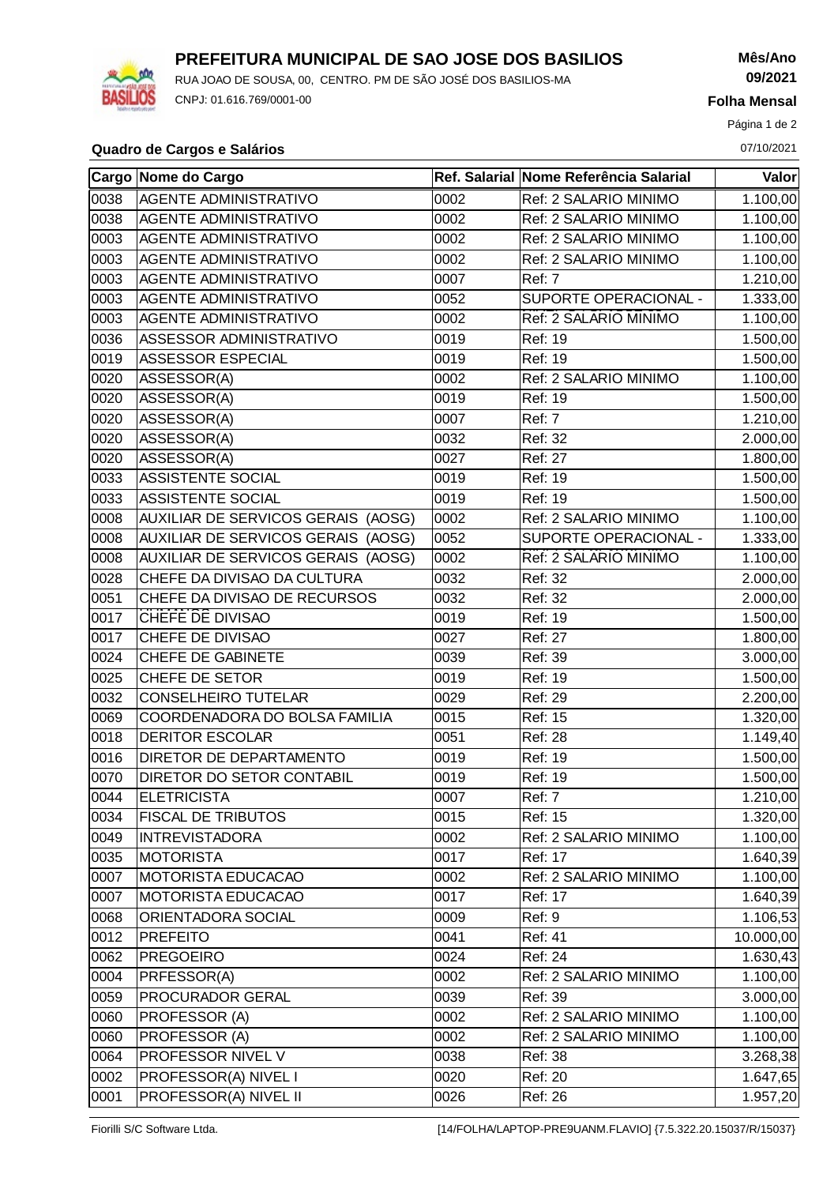# PREFEITURA MUNICIPAL DE SAO JOSE DOS BASILIOS

RUA JOAO DE SOUSA, 00, CENTRO. PM DE SÃO JOSÉ DOS BASILIOS-MA

CNPJ: 01.616.769/0001-00

**Mês/Ano**
**09/2021**

**Folha Mensal**

07/10/2021

**Quadro de Cargos e Salários**

| Cargo | Nome do Cargo | Ref. Salarial | Nome Referência Salarial | Valor |
|---|---|---|---|---|
| 0038 | AGENTE ADMINISTRATIVO | 0002 | Ref: 2 SALARIO MINIMO | 1.100,00 |
| 0038 | AGENTE ADMINISTRATIVO | 0002 | Ref: 2 SALARIO MINIMO | 1.100,00 |
| 0003 | AGENTE ADMINISTRATIVO | 0002 | Ref: 2 SALARIO MINIMO | 1.100,00 |
| 0003 | AGENTE ADMINISTRATIVO | 0002 | Ref: 2 SALARIO MINIMO | 1.100,00 |
| 0003 | AGENTE ADMINISTRATIVO | 0007 | Ref: 7 | 1.210,00 |
| 0003 | AGENTE ADMINISTRATIVO | 0052 | SUPORTE OPERACIONAL - | 1.333,00 |
| 0003 | AGENTE ADMINISTRATIVO | 0002 | Ref: 2 SALARIO MINIMO | 1.100,00 |
| 0036 | ASSESSOR ADMINISTRATIVO | 0019 | Ref: 19 | 1.500,00 |
| 0019 | ASSESSOR ESPECIAL | 0019 | Ref: 19 | 1.500,00 |
| 0020 | ASSESSOR(A) | 0002 | Ref: 2 SALARIO MINIMO | 1.100,00 |
| 0020 | ASSESSOR(A) | 0019 | Ref: 19 | 1.500,00 |
| 0020 | ASSESSOR(A) | 0007 | Ref: 7 | 1.210,00 |
| 0020 | ASSESSOR(A) | 0032 | Ref: 32 | 2.000,00 |
| 0020 | ASSESSOR(A) | 0027 | Ref: 27 | 1.800,00 |
| 0033 | ASSISTENTE SOCIAL | 0019 | Ref: 19 | 1.500,00 |
| 0033 | ASSISTENTE SOCIAL | 0019 | Ref: 19 | 1.500,00 |
| 0008 | AUXILIAR DE SERVICOS GERAIS (AOSG) | 0002 | Ref: 2 SALARIO MINIMO | 1.100,00 |
| 0008 | AUXILIAR DE SERVICOS GERAIS (AOSG) | 0052 | SUPORTE OPERACIONAL - | 1.333,00 |
| 0008 | AUXILIAR DE SERVICOS GERAIS (AOSG) | 0002 | Ref: 2 SALARIO MINIMO | 1.100,00 |
| 0028 | CHEFE DA DIVISAO DA CULTURA | 0032 | Ref: 32 | 2.000,00 |
| 0051 | CHEFE DA DIVISAO DE RECURSOS | 0032 | Ref: 32 | 2.000,00 |
| 0017 | CHEFE DE DIVISAO | 0019 | Ref: 19 | 1.500,00 |
| 0017 | CHEFE DE DIVISAO | 0027 | Ref: 27 | 1.800,00 |
| 0024 | CHEFE DE GABINETE | 0039 | Ref: 39 | 3.000,00 |
| 0025 | CHEFE DE SETOR | 0019 | Ref: 19 | 1.500,00 |
| 0032 | CONSELHEIRO TUTELAR | 0029 | Ref: 29 | 2.200,00 |
| 0069 | COORDENADORA DO BOLSA FAMILIA | 0015 | Ref: 15 | 1.320,00 |
| 0018 | DERITOR ESCOLAR | 0051 | Ref: 28 | 1.149,40 |
| 0016 | DIRETOR DE DEPARTAMENTO | 0019 | Ref: 19 | 1.500,00 |
| 0070 | DIRETOR DO SETOR CONTABIL | 0019 | Ref: 19 | 1.500,00 |
| 0044 | ELETRICISTA | 0007 | Ref: 7 | 1.210,00 |
| 0034 | FISCAL DE TRIBUTOS | 0015 | Ref: 15 | 1.320,00 |
| 0049 | INTREVISTADORA | 0002 | Ref: 2 SALARIO MINIMO | 1.100,00 |
| 0035 | MOTORISTA | 0017 | Ref: 17 | 1.640,39 |
| 0007 | MOTORISTA EDUCACAO | 0002 | Ref: 2 SALARIO MINIMO | 1.100,00 |
| 0007 | MOTORISTA EDUCACAO | 0017 | Ref: 17 | 1.640,39 |
| 0068 | ORIENTADORA SOCIAL | 0009 | Ref: 9 | 1.106,53 |
| 0012 | PREFEITO | 0041 | Ref: 41 | 10.000,00 |
| 0062 | PREGOEIRO | 0024 | Ref: 24 | 1.630,43 |
| 0004 | PRFESSOR(A) | 0002 | Ref: 2 SALARIO MINIMO | 1.100,00 |
| 0059 | PROCURADOR GERAL | 0039 | Ref: 39 | 3.000,00 |
| 0060 | PROFESSOR (A) | 0002 | Ref: 2 SALARIO MINIMO | 1.100,00 |
| 0060 | PROFESSOR (A) | 0002 | Ref: 2 SALARIO MINIMO | 1.100,00 |
| 0064 | PROFESSOR NIVEL V | 0038 | Ref: 38 | 3.268,38 |
| 0002 | PROFESSOR(A) NIVEL I | 0020 | Ref: 20 | 1.647,65 |
| 0001 | PROFESSOR(A) NIVEL II | 0026 | Ref: 26 | 1.957,20 |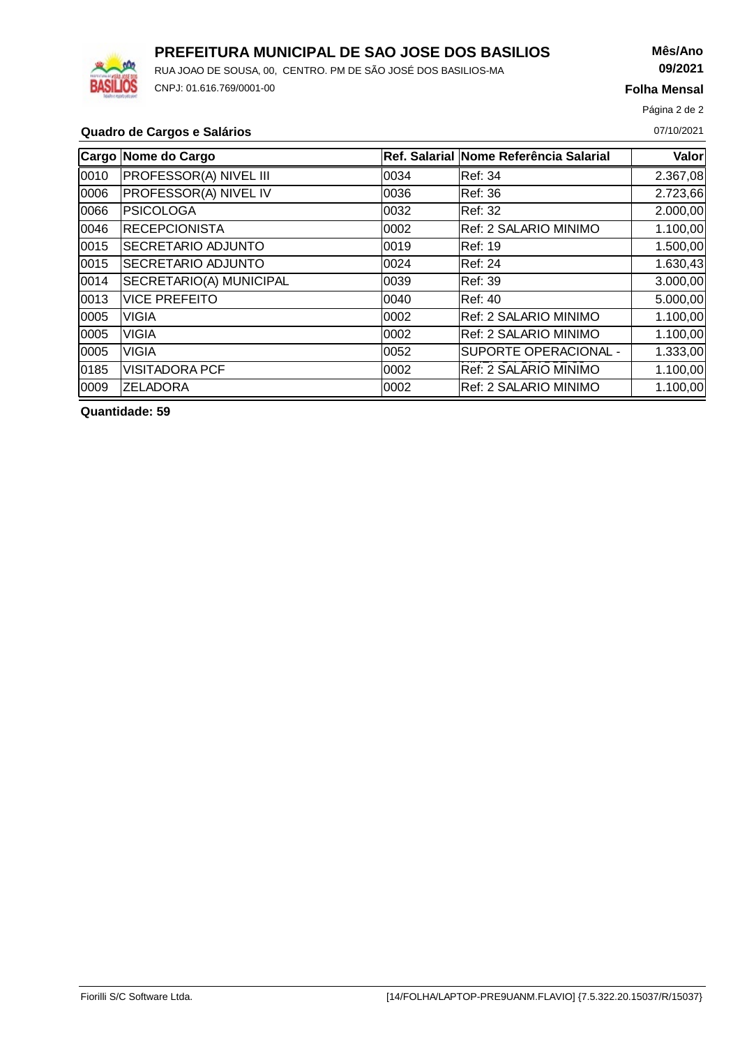# PREFEITURA MUNICIPAL DE SAO JOSE DOS BASILIOS

RUA JOAO DE SOUSA, 00, CENTRO. PM DE SÃO JOSÉ DOS BASILIOS-MA

CNPJ: 01.616.769/0001-00

**Mês/Ano**
**09/2021**

**Folha Mensal**

07/10/2021

**Quadro de Cargos e Salários**

| Cargo | Nome do Cargo | Ref. Salarial | Nome Referência Salarial | Valor |
|---|---|---|---|---|
| 0010 | PROFESSOR(A) NIVEL III | 0034 | Ref: 34 | 2.367,08 |
| 0006 | PROFESSOR(A) NIVEL IV | 0036 | Ref: 36 | 2.723,66 |
| 0066 | PSICOLOGA | 0032 | Ref: 32 | 2.000,00 |
| 0046 | RECEPCIONISTA | 0002 | Ref: 2 SALARIO MINIMO | 1.100,00 |
| 0015 | SECRETARIO ADJUNTO | 0019 | Ref: 19 | 1.500,00 |
| 0015 | SECRETARIO ADJUNTO | 0024 | Ref: 24 | 1.630,43 |
| 0014 | SECRETARIO(A) MUNICIPAL | 0039 | Ref: 39 | 3.000,00 |
| 0013 | VICE PREFEITO | 0040 | Ref: 40 | 5.000,00 |
| 0005 | VIGIA | 0002 | Ref: 2 SALARIO MINIMO | 1.100,00 |
| 0005 | VIGIA | 0002 | Ref: 2 SALARIO MINIMO | 1.100,00 |
| 0005 | VIGIA | 0052 | SUPORTE OPERACIONAL - | 1.333,00 |
| 0185 | VISITADORA PCF | 0002 | Ref: 2 SALARIO MINIMO | 1.100,00 |
| 0009 | ZELADORA | 0002 | Ref: 2 SALARIO MINIMO | 1.100,00 |

**Quantidade: 59**

Fiorilli S/C Software Ltda. [14/FOLHA/LAPTOP-PRE9UANM.FLAVIO] {7.5.322.20.15037/R/15037}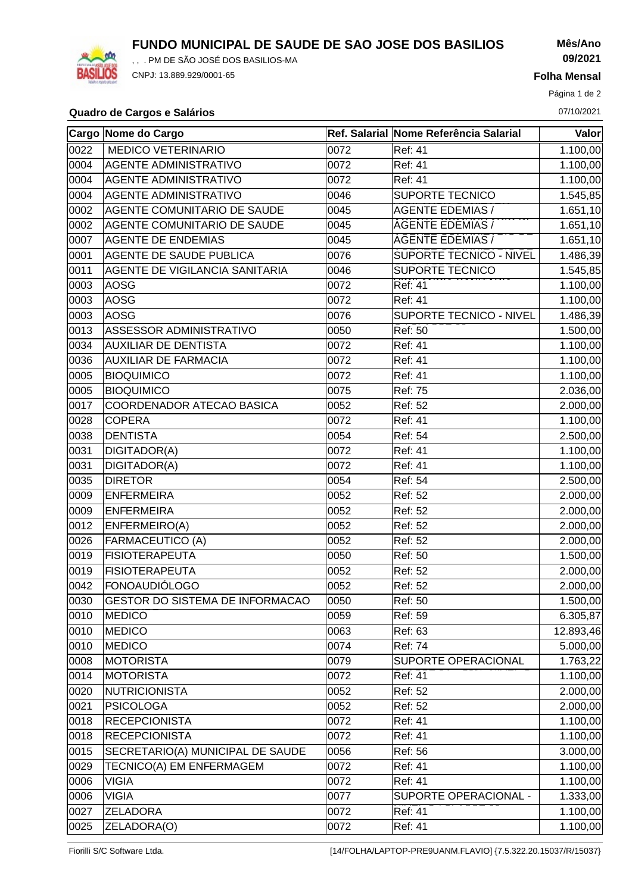# FUNDO MUNICIPAL DE SAUDE DE SAO JOSE DOS BASILIOS

, , . PM DE SÃO JOSÉ DOS BASILIOS-MA

CNPJ: 13.889.929/0001-65

**Mês/Ano**
**09/2021**

**Folha Mensal**

**Quadro de Cargos e Salários**

07/10/2021

| Cargo | Nome do Cargo | Ref. Salarial | Nome Referência Salarial | Valor |
|---|---|---|---|---|
| 0022 | MEDICO VETERINARIO | 0072 | Ref: 41 | 1.100,00 |
| 0004 | AGENTE ADMINISTRATIVO | 0072 | Ref: 41 | 1.100,00 |
| 0004 | AGENTE ADMINISTRATIVO | 0072 | Ref: 41 | 1.100,00 |
| 0004 | AGENTE ADMINISTRATIVO | 0046 | SUPORTE TECNICO | 1.545,85 |
| 0002 | AGENTE COMUNITARIO DE SAUDE | 0045 | AGENTE EDEMIAS / | 1.651,10 |
| 0002 | AGENTE COMUNITARIO DE SAUDE | 0045 | AGENTE EDEMIAS / | 1.651,10 |
| 0007 | AGENTE DE ENDEMIAS | 0045 | AGENTE EDEMIAS / | 1.651,10 |
| 0001 | AGENTE DE SAUDE PUBLICA | 0076 | SUPORTE TECNICO - NIVEL | 1.486,39 |
| 0011 | AGENTE DE VIGILANCIA SANITARIA | 0046 | SUPORTE TECNICO | 1.545,85 |
| 0003 | AOSG | 0072 | Ref: 41 | 1.100,00 |
| 0003 | AOSG | 0072 | Ref: 41 | 1.100,00 |
| 0003 | AOSG | 0076 | SUPORTE TECNICO - NIVEL | 1.486,39 |
| 0013 | ASSESSOR ADMINISTRATIVO | 0050 | Ref: 50 | 1.500,00 |
| 0034 | AUXILIAR DE DENTISTA | 0072 | Ref: 41 | 1.100,00 |
| 0036 | AUXILIAR DE FARMACIA | 0072 | Ref: 41 | 1.100,00 |
| 0005 | BIOQUIMICO | 0072 | Ref: 41 | 1.100,00 |
| 0005 | BIOQUIMICO | 0075 | Ref: 75 | 2.036,00 |
| 0017 | COORDENADOR ATECAO BASICA | 0052 | Ref: 52 | 2.000,00 |
| 0028 | COPERA | 0072 | Ref: 41 | 1.100,00 |
| 0038 | DENTISTA | 0054 | Ref: 54 | 2.500,00 |
| 0031 | DIGITADOR(A) | 0072 | Ref: 41 | 1.100,00 |
| 0031 | DIGITADOR(A) | 0072 | Ref: 41 | 1.100,00 |
| 0035 | DIRETOR | 0054 | Ref: 54 | 2.500,00 |
| 0009 | ENFERMEIRA | 0052 | Ref: 52 | 2.000,00 |
| 0009 | ENFERMEIRA | 0052 | Ref: 52 | 2.000,00 |
| 0012 | ENFERMEIRO(A) | 0052 | Ref: 52 | 2.000,00 |
| 0026 | FARMACEUTICO (A) | 0052 | Ref: 52 | 2.000,00 |
| 0019 | FISIOTERAPEUTA | 0050 | Ref: 50 | 1.500,00 |
| 0019 | FISIOTERAPEUTA | 0052 | Ref: 52 | 2.000,00 |
| 0042 | FONOAUDIÓLOGO | 0052 | Ref: 52 | 2.000,00 |
| 0030 | GESTOR DO SISTEMA DE INFORMACAO | 0050 | Ref: 50 | 1.500,00 |
| 0010 | MEDICO | 0059 | Ref: 59 | 6.305,87 |
| 0010 | MEDICO | 0063 | Ref: 63 | 12.893,46 |
| 0010 | MEDICO | 0074 | Ref: 74 | 5.000,00 |
| 0008 | MOTORISTA | 0079 | SUPORTE OPERACIONAL | 1.763,22 |
| 0014 | MOTORISTA | 0072 | Ref: 41 | 1.100,00 |
| 0020 | NUTRICIONISTA | 0052 | Ref: 52 | 2.000,00 |
| 0021 | PSICOLOGA | 0052 | Ref: 52 | 2.000,00 |
| 0018 | RECEPCIONISTA | 0072 | Ref: 41 | 1.100,00 |
| 0018 | RECEPCIONISTA | 0072 | Ref: 41 | 1.100,00 |
| 0015 | SECRETARIO(A) MUNICIPAL DE SAUDE | 0056 | Ref: 56 | 3.000,00 |
| 0029 | TECNICO(A) EM ENFERMAGEM | 0072 | Ref: 41 | 1.100,00 |
| 0006 | VIGIA | 0072 | Ref: 41 | 1.100,00 |
| 0006 | VIGIA | 0077 | SUPORTE OPERACIONAL - | 1.333,00 |
| 0027 | ZELADORA | 0072 | Ref: 41 | 1.100,00 |
| 0025 | ZELADORA(O) | 0072 | Ref: 41 | 1.100,00 |

Fiorilli S/C Software Ltda. [14/FOLHA/LAPTOP-PRE9UANM.FLAVIO] {7.5.322.20.15037/R/15037}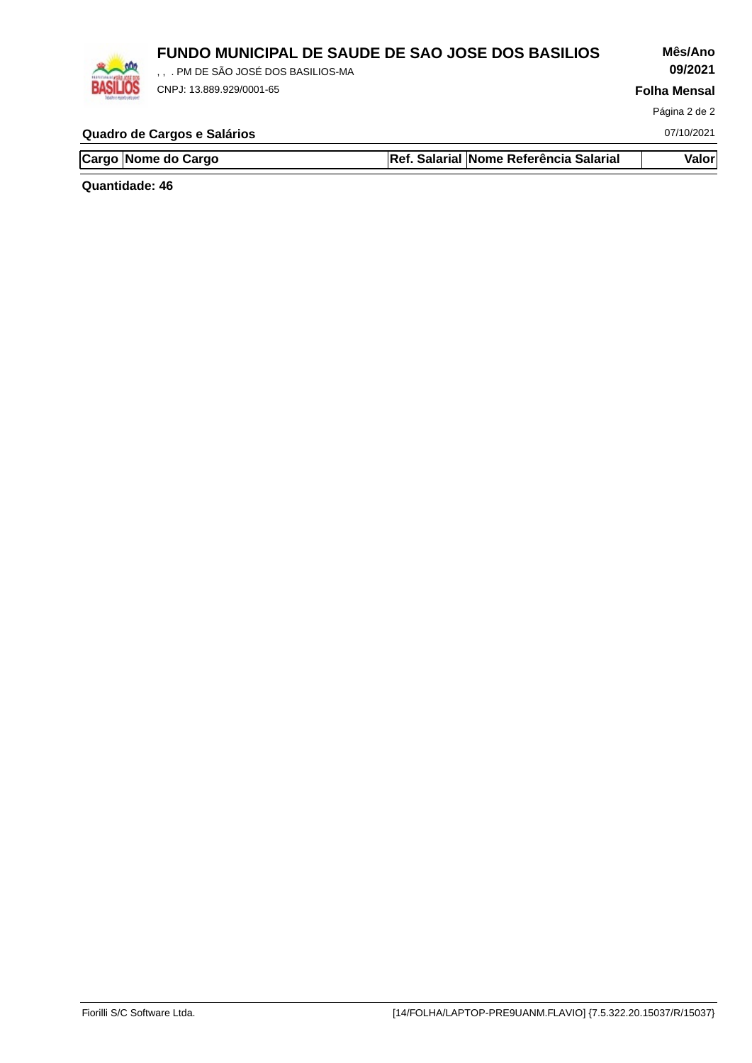# FUNDO MUNICIPAL DE SAUDE DE SAO JOSE DOS BASILIOS

, , . PM DE SÃO JOSÉ DOS BASILIOS-MA

CNPJ: 13.889.929/0001-65

**Mês/Ano**
**09/2021**

**Folha Mensal**

07/10/2021

## Quadro de Cargos e Salários

| Cargo | Nome do Cargo | Ref. Salarial | Nome Referência Salarial | Valor |
|---|---|---|---|---|

**Quantidade: 46**